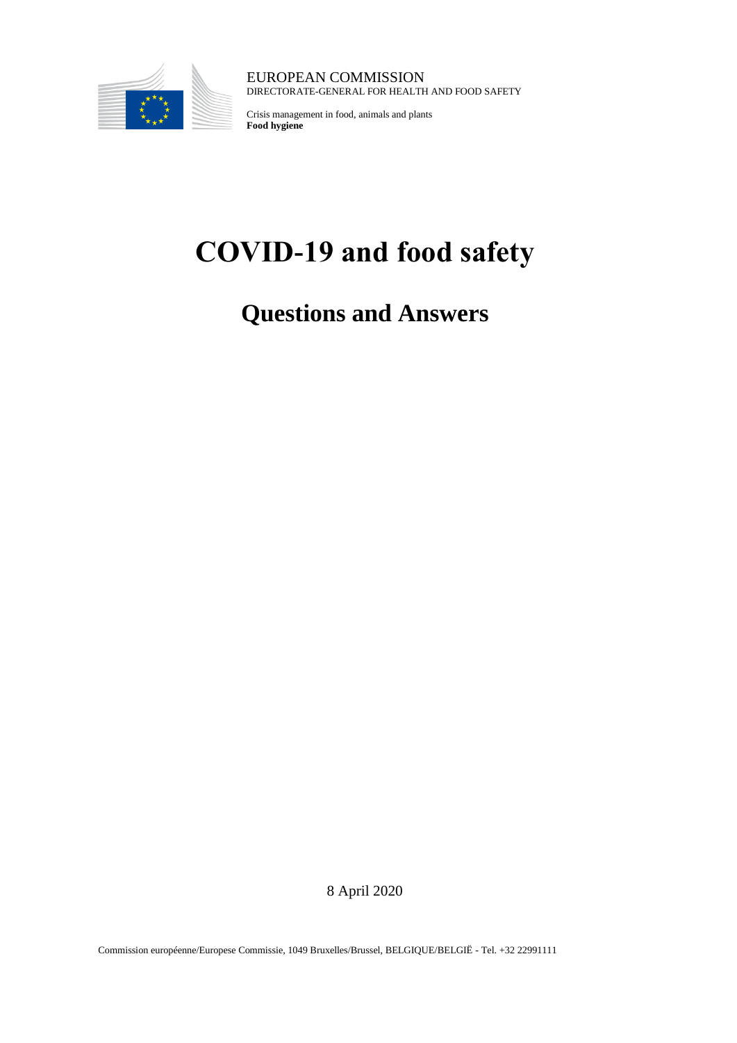EUROPEAN COMMISSION
DIRECTORATE-GENERAL FOR HEALTH AND FOOD SAFETY

Crisis management in food, animals and plants
**Food hygiene**

# COVID-19 and food safety

## Questions and Answers

8 April 2020

Commission européenne/Europese Commissie, 1049 Bruxelles/Brussel, BELGIQUE/BELGIË - Tel. +32 22991111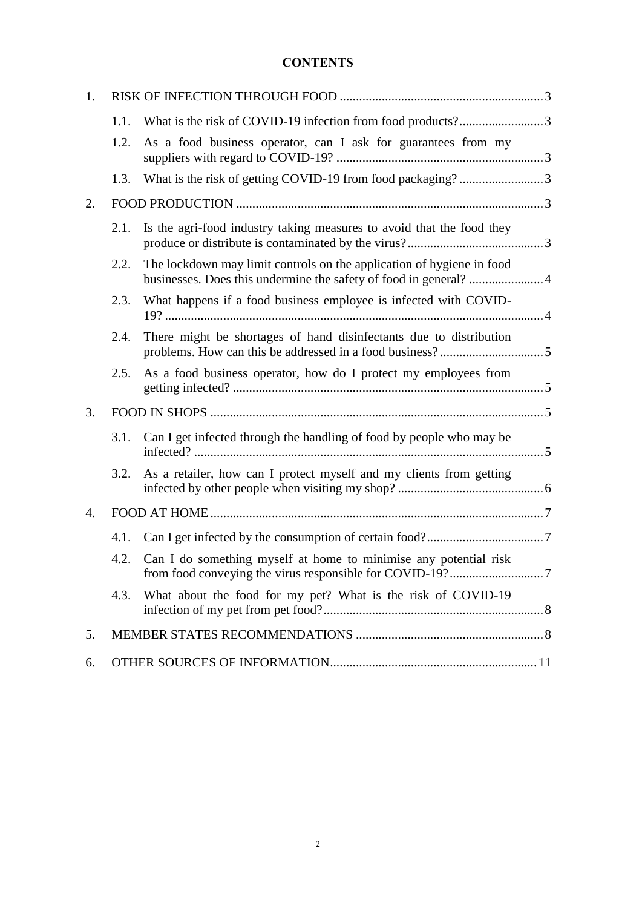**CONTENTS**

1. RISK OF INFECTION THROUGH FOOD ... 3
   - 1.1. What is the risk of COVID-19 infection from food products? ... 3
   - 1.2. As a food business operator, can I ask for guarantees from my suppliers with regard to COVID-19? ... 3
   - 1.3. What is the risk of getting COVID-19 from food packaging? ... 3
2. FOOD PRODUCTION ... 3
   - 2.1. Is the agri-food industry taking measures to avoid that the food they produce or distribute is contaminated by the virus? ... 3
   - 2.2. The lockdown may limit controls on the application of hygiene in food businesses. Does this undermine the safety of food in general? ... 4
   - 2.3. What happens if a food business employee is infected with COVID-19? ... 4
   - 2.4. There might be shortages of hand disinfectants due to distribution problems. How can this be addressed in a food business? ... 5
   - 2.5. As a food business operator, how do I protect my employees from getting infected? ... 5
3. FOOD IN SHOPS ... 5
   - 3.1. Can I get infected through the handling of food by people who may be infected? ... 5
   - 3.2. As a retailer, how can I protect myself and my clients from getting infected by other people when visiting my shop? ... 6
4. FOOD AT HOME ... 7
   - 4.1. Can I get infected by the consumption of certain food? ... 7
   - 4.2. Can I do something myself at home to minimise any potential risk from food conveying the virus responsible for COVID-19? ... 7
   - 4.3. What about the food for my pet? What is the risk of COVID-19 infection of my pet from pet food? ... 8
5. MEMBER STATES RECOMMENDATIONS ... 8
6. OTHER SOURCES OF INFORMATION ... 11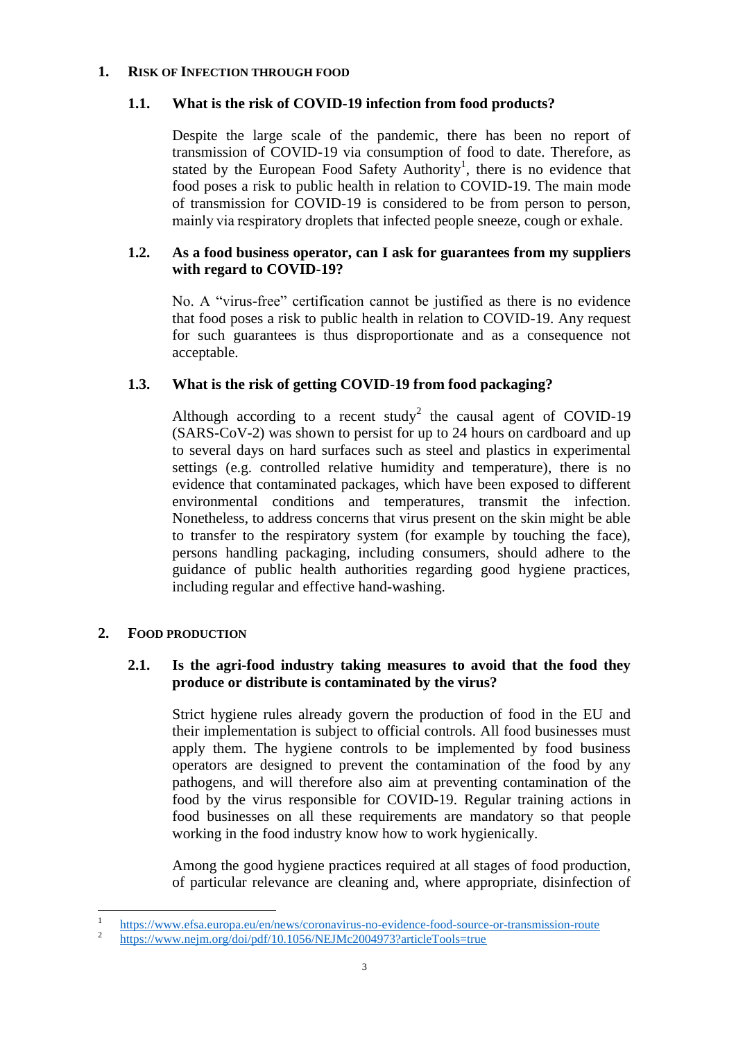## 1. Risk of Infection through Food

### 1.1. What is the risk of COVID-19 infection from food products?

Despite the large scale of the pandemic, there has been no report of transmission of COVID-19 via consumption of food to date. Therefore, as stated by the European Food Safety Authority[1], there is no evidence that food poses a risk to public health in relation to COVID-19. The main mode of transmission for COVID-19 is considered to be from person to person, mainly via respiratory droplets that infected people sneeze, cough or exhale.

### 1.2. As a food business operator, can I ask for guarantees from my suppliers with regard to COVID-19?

No. A "virus-free" certification cannot be justified as there is no evidence that food poses a risk to public health in relation to COVID-19. Any request for such guarantees is thus disproportionate and as a consequence not acceptable.

### 1.3. What is the risk of getting COVID-19 from food packaging?

Although according to a recent study[2] the causal agent of COVID-19 (SARS-CoV-2) was shown to persist for up to 24 hours on cardboard and up to several days on hard surfaces such as steel and plastics in experimental settings (e.g. controlled relative humidity and temperature), there is no evidence that contaminated packages, which have been exposed to different environmental conditions and temperatures, transmit the infection. Nonetheless, to address concerns that virus present on the skin might be able to transfer to the respiratory system (for example by touching the face), persons handling packaging, including consumers, should adhere to the guidance of public health authorities regarding good hygiene practices, including regular and effective hand-washing.

## 2. Food Production

### 2.1. Is the agri-food industry taking measures to avoid that the food they produce or distribute is contaminated by the virus?

Strict hygiene rules already govern the production of food in the EU and their implementation is subject to official controls. All food businesses must apply them. The hygiene controls to be implemented by food business operators are designed to prevent the contamination of the food by any pathogens, and will therefore also aim at preventing contamination of the food by the virus responsible for COVID-19. Regular training actions in food businesses on all these requirements are mandatory so that people working in the food industry know how to work hygienically.

Among the good hygiene practices required at all stages of food production, of particular relevance are cleaning and, where appropriate, disinfection of

---

[1] https://www.efsa.europa.eu/en/news/coronavirus-no-evidence-food-source-or-transmission-route

[2] https://www.nejm.org/doi/pdf/10.1056/NEJMc2004973?articleTools=true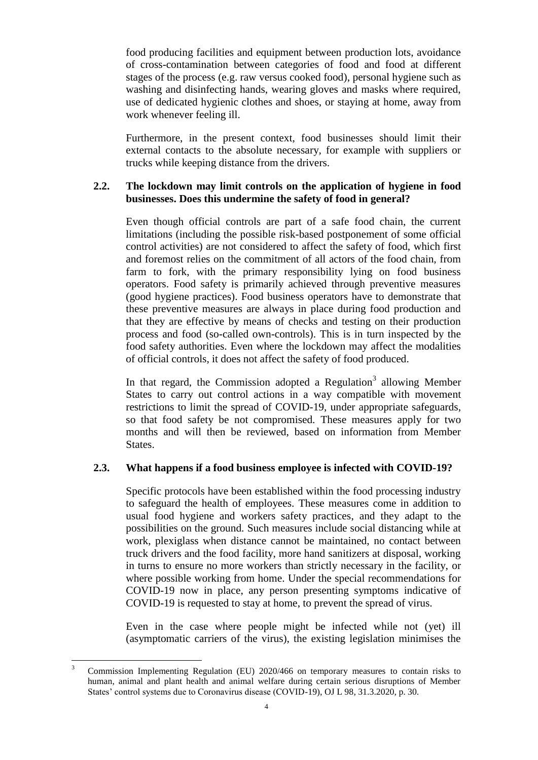food producing facilities and equipment between production lots, avoidance of cross-contamination between categories of food and food at different stages of the process (e.g. raw versus cooked food), personal hygiene such as washing and disinfecting hands, wearing gloves and masks where required, use of dedicated hygienic clothes and shoes, or staying at home, away from work whenever feeling ill.

Furthermore, in the present context, food businesses should limit their external contacts to the absolute necessary, for example with suppliers or trucks while keeping distance from the drivers.

### 2.2. The lockdown may limit controls on the application of hygiene in food businesses. Does this undermine the safety of food in general?

Even though official controls are part of a safe food chain, the current limitations (including the possible risk-based postponement of some official control activities) are not considered to affect the safety of food, which first and foremost relies on the commitment of all actors of the food chain, from farm to fork, with the primary responsibility lying on food business operators. Food safety is primarily achieved through preventive measures (good hygiene practices). Food business operators have to demonstrate that these preventive measures are always in place during food production and that they are effective by means of checks and testing on their production process and food (so-called own-controls). This is in turn inspected by the food safety authorities. Even where the lockdown may affect the modalities of official controls, it does not affect the safety of food produced.

In that regard, the Commission adopted a Regulation[3] allowing Member States to carry out control actions in a way compatible with movement restrictions to limit the spread of COVID-19, under appropriate safeguards, so that food safety be not compromised. These measures apply for two months and will then be reviewed, based on information from Member States.

### 2.3. What happens if a food business employee is infected with COVID-19?

Specific protocols have been established within the food processing industry to safeguard the health of employees. These measures come in addition to usual food hygiene and workers safety practices, and they adapt to the possibilities on the ground. Such measures include social distancing while at work, plexiglass when distance cannot be maintained, no contact between truck drivers and the food facility, more hand sanitizers at disposal, working in turns to ensure no more workers than strictly necessary in the facility, or where possible working from home. Under the special recommendations for COVID-19 now in place, any person presenting symptoms indicative of COVID-19 is requested to stay at home, to prevent the spread of virus.

Even in the case where people might be infected while not (yet) ill (asymptomatic carriers of the virus), the existing legislation minimises the

---

[3] Commission Implementing Regulation (EU) 2020/466 on temporary measures to contain risks to human, animal and plant health and animal welfare during certain serious disruptions of Member States' control systems due to Coronavirus disease (COVID-19), OJ L 98, 31.3.2020, p. 30.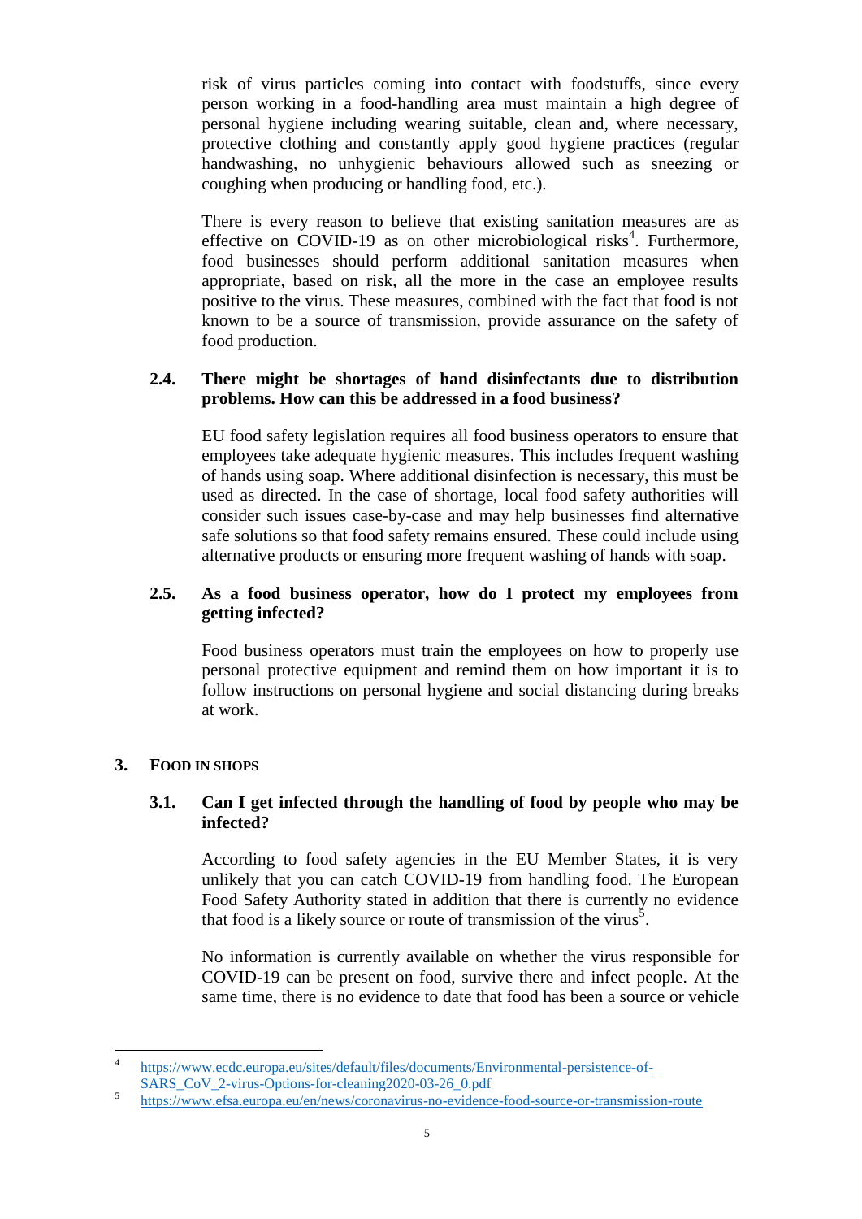risk of virus particles coming into contact with foodstuffs, since every person working in a food-handling area must maintain a high degree of personal hygiene including wearing suitable, clean and, where necessary, protective clothing and constantly apply good hygiene practices (regular handwashing, no unhygienic behaviours allowed such as sneezing or coughing when producing or handling food, etc.).

There is every reason to believe that existing sanitation measures are as effective on COVID-19 as on other microbiological risks[4]. Furthermore, food businesses should perform additional sanitation measures when appropriate, based on risk, all the more in the case an employee results positive to the virus. These measures, combined with the fact that food is not known to be a source of transmission, provide assurance on the safety of food production.

### 2.4. There might be shortages of hand disinfectants due to distribution problems. How can this be addressed in a food business?

EU food safety legislation requires all food business operators to ensure that employees take adequate hygienic measures. This includes frequent washing of hands using soap. Where additional disinfection is necessary, this must be used as directed. In the case of shortage, local food safety authorities will consider such issues case-by-case and may help businesses find alternative safe solutions so that food safety remains ensured. These could include using alternative products or ensuring more frequent washing of hands with soap.

### 2.5. As a food business operator, how do I protect my employees from getting infected?

Food business operators must train the employees on how to properly use personal protective equipment and remind them on how important it is to follow instructions on personal hygiene and social distancing during breaks at work.

## 3. FOOD IN SHOPS

### 3.1. Can I get infected through the handling of food by people who may be infected?

According to food safety agencies in the EU Member States, it is very unlikely that you can catch COVID-19 from handling food. The European Food Safety Authority stated in addition that there is currently no evidence that food is a likely source or route of transmission of the virus[5].

No information is currently available on whether the virus responsible for COVID-19 can be present on food, survive there and infect people. At the same time, there is no evidence to date that food has been a source or vehicle

---

[4] https://www.ecdc.europa.eu/sites/default/files/documents/Environmental-persistence-of-SARS_CoV_2-virus-Options-for-cleaning2020-03-26_0.pdf

[5] https://www.efsa.europa.eu/en/news/coronavirus-no-evidence-food-source-or-transmission-route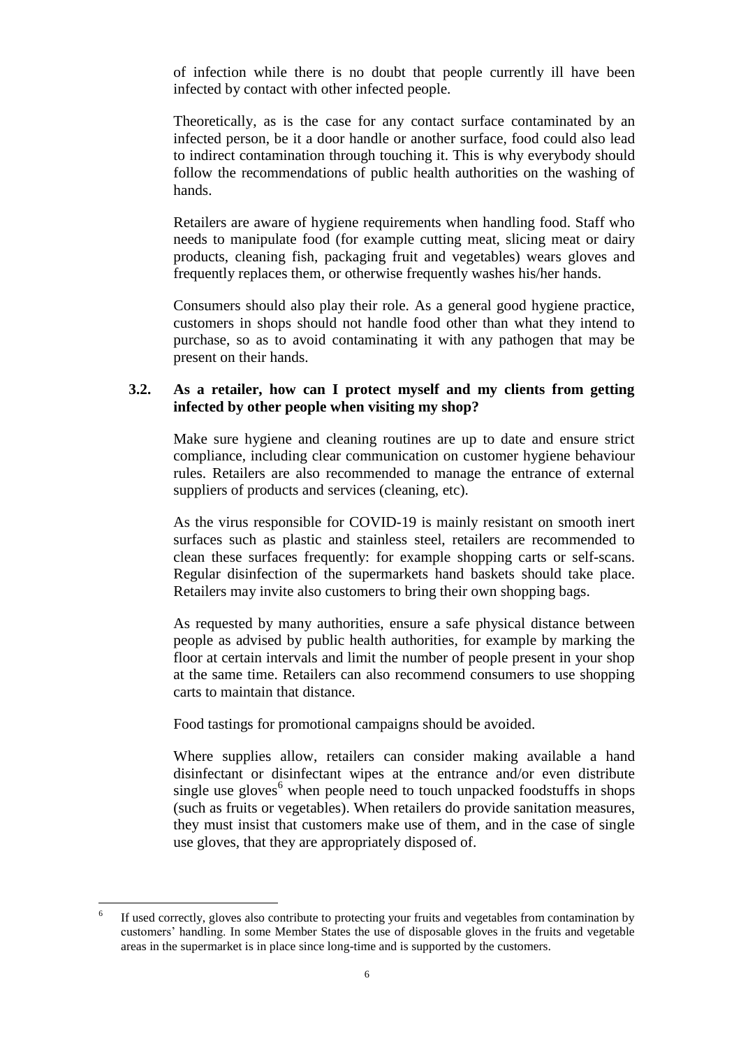of infection while there is no doubt that people currently ill have been infected by contact with other infected people.

Theoretically, as is the case for any contact surface contaminated by an infected person, be it a door handle or another surface, food could also lead to indirect contamination through touching it. This is why everybody should follow the recommendations of public health authorities on the washing of hands.

Retailers are aware of hygiene requirements when handling food. Staff who needs to manipulate food (for example cutting meat, slicing meat or dairy products, cleaning fish, packaging fruit and vegetables) wears gloves and frequently replaces them, or otherwise frequently washes his/her hands.

Consumers should also play their role. As a general good hygiene practice, customers in shops should not handle food other than what they intend to purchase, so as to avoid contaminating it with any pathogen that may be present on their hands.

### 3.2. As a retailer, how can I protect myself and my clients from getting infected by other people when visiting my shop?

Make sure hygiene and cleaning routines are up to date and ensure strict compliance, including clear communication on customer hygiene behaviour rules. Retailers are also recommended to manage the entrance of external suppliers of products and services (cleaning, etc).

As the virus responsible for COVID-19 is mainly resistant on smooth inert surfaces such as plastic and stainless steel, retailers are recommended to clean these surfaces frequently: for example shopping carts or self-scans. Regular disinfection of the supermarkets hand baskets should take place. Retailers may invite also customers to bring their own shopping bags.

As requested by many authorities, ensure a safe physical distance between people as advised by public health authorities, for example by marking the floor at certain intervals and limit the number of people present in your shop at the same time. Retailers can also recommend consumers to use shopping carts to maintain that distance.

Food tastings for promotional campaigns should be avoided.

Where supplies allow, retailers can consider making available a hand disinfectant or disinfectant wipes at the entrance and/or even distribute single use gloves[6] when people need to touch unpacked foodstuffs in shops (such as fruits or vegetables). When retailers do provide sanitation measures, they must insist that customers make use of them, and in the case of single use gloves, that they are appropriately disposed of.

---

[6] If used correctly, gloves also contribute to protecting your fruits and vegetables from contamination by customers' handling. In some Member States the use of disposable gloves in the fruits and vegetable areas in the supermarket is in place since long-time and is supported by the customers.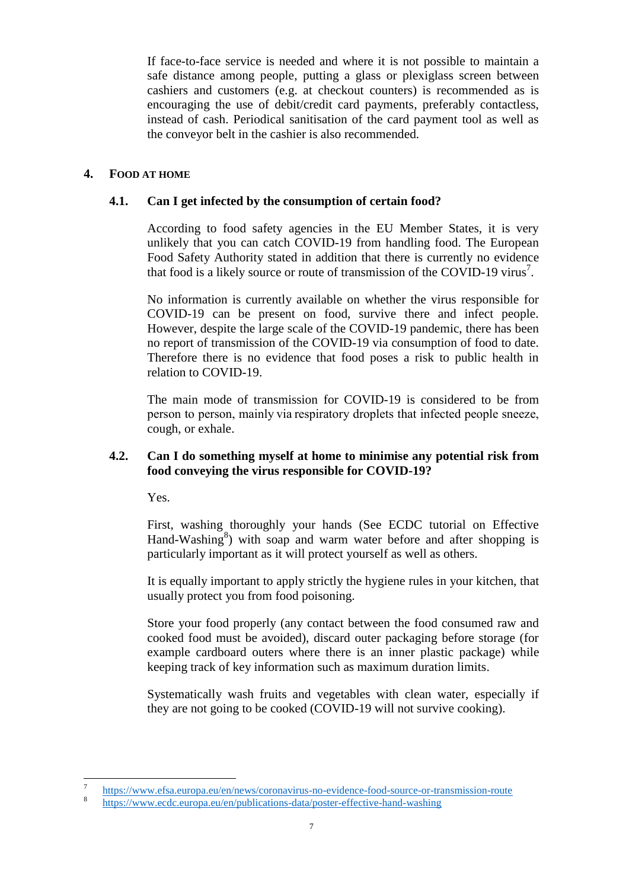If face-to-face service is needed and where it is not possible to maintain a safe distance among people, putting a glass or plexiglass screen between cashiers and customers (e.g. at checkout counters) is recommended as is encouraging the use of debit/credit card payments, preferably contactless, instead of cash. Periodical sanitisation of the card payment tool as well as the conveyor belt in the cashier is also recommended.

## 4. FOOD AT HOME

### 4.1. Can I get infected by the consumption of certain food?

According to food safety agencies in the EU Member States, it is very unlikely that you can catch COVID-19 from handling food. The European Food Safety Authority stated in addition that there is currently no evidence that food is a likely source or route of transmission of the COVID-19 virus[7].

No information is currently available on whether the virus responsible for COVID-19 can be present on food, survive there and infect people. However, despite the large scale of the COVID-19 pandemic, there has been no report of transmission of the COVID-19 via consumption of food to date. Therefore there is no evidence that food poses a risk to public health in relation to COVID-19.

The main mode of transmission for COVID-19 is considered to be from person to person, mainly via respiratory droplets that infected people sneeze, cough, or exhale.

### 4.2. Can I do something myself at home to minimise any potential risk from food conveying the virus responsible for COVID-19?

Yes.

First, washing thoroughly your hands (See ECDC tutorial on Effective Hand-Washing[8]) with soap and warm water before and after shopping is particularly important as it will protect yourself as well as others.

It is equally important to apply strictly the hygiene rules in your kitchen, that usually protect you from food poisoning.

Store your food properly (any contact between the food consumed raw and cooked food must be avoided), discard outer packaging before storage (for example cardboard outers where there is an inner plastic package) while keeping track of key information such as maximum duration limits.

Systematically wash fruits and vegetables with clean water, especially if they are not going to be cooked (COVID-19 will not survive cooking).

---

[7] https://www.efsa.europa.eu/en/news/coronavirus-no-evidence-food-source-or-transmission-route

[8] https://www.ecdc.europa.eu/en/publications-data/poster-effective-hand-washing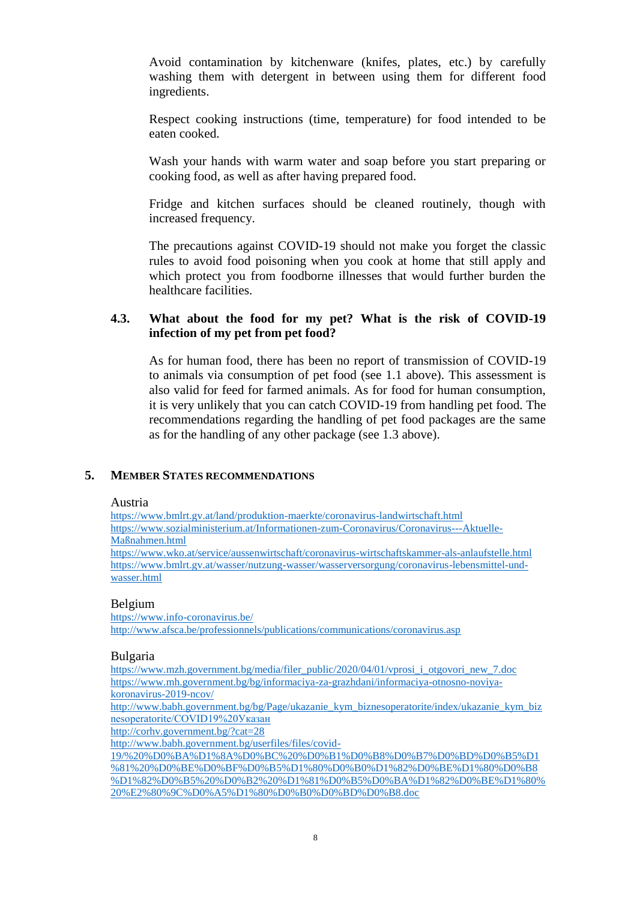Avoid contamination by kitchenware (knifes, plates, etc.) by carefully washing them with detergent in between using them for different food ingredients.

Respect cooking instructions (time, temperature) for food intended to be eaten cooked.

Wash your hands with warm water and soap before you start preparing or cooking food, as well as after having prepared food.

Fridge and kitchen surfaces should be cleaned routinely, though with increased frequency.

The precautions against COVID-19 should not make you forget the classic rules to avoid food poisoning when you cook at home that still apply and which protect you from foodborne illnesses that would further burden the healthcare facilities.

### 4.3. What about the food for my pet? What is the risk of COVID-19 infection of my pet from pet food?

As for human food, there has been no report of transmission of COVID-19 to animals via consumption of pet food (see 1.1 above). This assessment is also valid for feed for farmed animals. As for food for human consumption, it is very unlikely that you can catch COVID-19 from handling pet food. The recommendations regarding the handling of pet food packages are the same as for the handling of any other package (see 1.3 above).

## 5. MEMBER STATES RECOMMENDATIONS

Austria

https://www.bmlrt.gv.at/land/produktion-maerkte/coronavirus-landwirtschaft.html
https://www.sozialministerium.at/Informationen-zum-Coronavirus/Coronavirus---Aktuelle-Maßnahmen.html
https://www.wko.at/service/aussenwirtschaft/coronavirus-wirtschaftskammer-als-anlaufstelle.html
https://www.bmlrt.gv.at/wasser/nutzung-wasser/wasserversorgung/coronavirus-lebensmittel-und-wasser.html

Belgium

https://www.info-coronavirus.be/
http://www.afsca.be/professionnels/publications/communications/coronavirus.asp

Bulgaria

https://www.mzh.government.bg/media/filer_public/2020/04/01/vprosi_i_otgovori_new_7.doc
https://www.mh.government.bg/bg/informaciya-za-grazhdani/informaciya-otnosno-noviya-koronavirus-2019-ncov/
http://www.babh.government.bg/bg/Page/ukazanie_kym_biznesoperatorite/index/ukazanie_kym_biznesoperatorite/COVID19%20Указан
http://corhv.government.bg/?cat=28
http://www.babh.government.bg/userfiles/files/covid-19/%20%D0%BA%D1%8A%D0%BC%20%D0%B1%D0%B8%D0%B7%D0%BD%D0%B5%D1%81%20%D0%BE%D0%BF%D0%B5%D1%80%D0%B0%D1%82%D0%BE%D1%80%D0%B8%D1%82%D0%B5%20%D0%B2%20%D1%81%D0%B5%D0%BA%D1%82%D0%BE%D1%80%20%E2%80%9C%D0%A5%D1%80%D0%B0%D0%BD%D0%B8.doc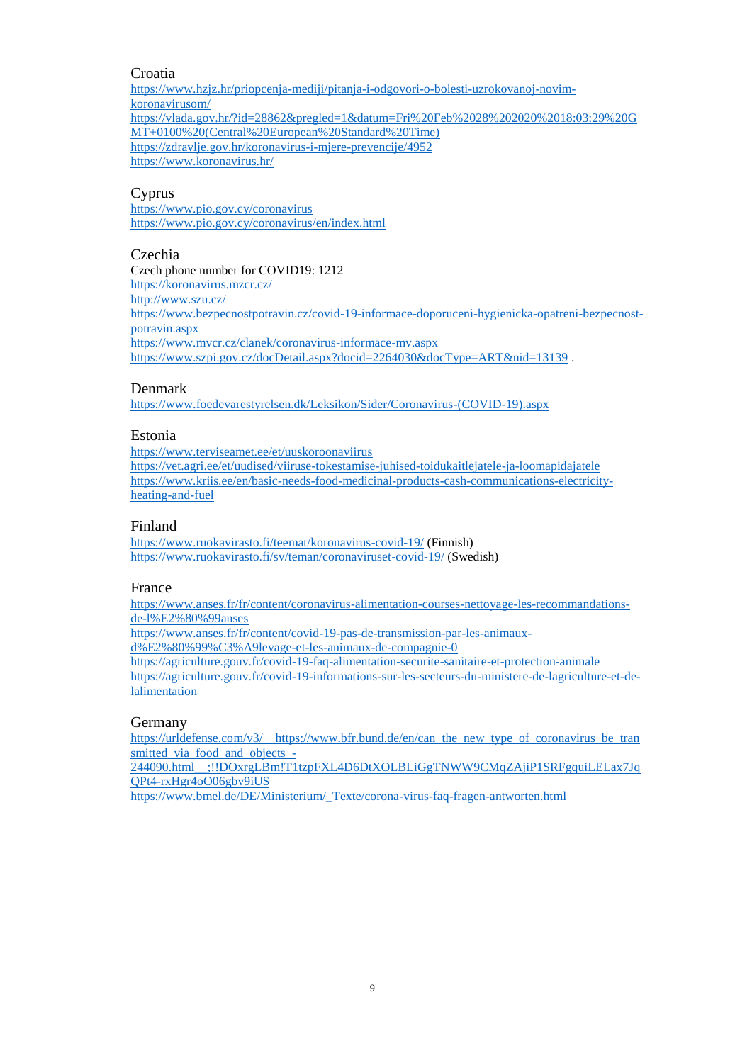Croatia

https://www.hzjz.hr/priopcenja-mediji/pitanja-i-odgovori-o-bolesti-uzrokovanoj-novim-koronavirusom/
https://vlada.gov.hr/?id=28862&pregled=1&datum=Fri%20Feb%2028%202020%2018:03:29%20GMT+0100%20(Central%20European%20Standard%20Time)
https://zdravlje.gov.hr/koronavirus-i-mjere-prevencije/4952
https://www.koronavirus.hr/

Cyprus

https://www.pio.gov.cy/coronavirus
https://www.pio.gov.cy/coronavirus/en/index.html

Czechia

Czech phone number for COVID19: 1212
https://koronavirus.mzcr.cz/
http://www.szu.cz/
https://www.bezpecnostpotravin.cz/covid-19-informace-doporuceni-hygienicka-opatreni-bezpecnost-potravin.aspx
https://www.mvcr.cz/clanek/coronavirus-informace-mv.aspx
https://www.szpi.gov.cz/docDetail.aspx?docid=2264030&docType=ART&nid=13139 .

Denmark

https://www.foedevarestyrelsen.dk/Leksikon/Sider/Coronavirus-(COVID-19).aspx

Estonia

https://www.terviseamet.ee/et/uuskoroonaviirus
https://vet.agri.ee/et/uudised/viiruse-tokestamise-juhised-toidukaitlejatele-ja-loomapidajatele
https://www.kriis.ee/en/basic-needs-food-medicinal-products-cash-communications-electricity-heating-and-fuel

Finland

https://www.ruokavirasto.fi/teemat/koronavirus-covid-19/ (Finnish)
https://www.ruokavirasto.fi/sv/teman/coronaviruset-covid-19/ (Swedish)

France

https://www.anses.fr/fr/content/coronavirus-alimentation-courses-nettoyage-les-recommandations-de-l%E2%80%99anses
https://www.anses.fr/fr/content/covid-19-pas-de-transmission-par-les-animaux-d%E2%80%99%C3%A9levage-et-les-animaux-de-compagnie-0
https://agriculture.gouv.fr/covid-19-faq-alimentation-securite-sanitaire-et-protection-animale
https://agriculture.gouv.fr/covid-19-informations-sur-les-secteurs-du-ministere-de-lagriculture-et-de-lalimentation

Germany

https://urldefense.com/v3/__https://www.bfr.bund.de/en/can_the_new_type_of_coronavirus_be_transmitted_via_food_and_objects_-244090.html__;!!DOxrgLBm!T1tzpFXL4D6DtXOLBLiGgTNWW9CMqZAjiP1SRFgquiLELax7JqQPt4-rxHgr4oO06gbv9iU$
https://www.bmel.de/DE/Ministerium/_Texte/corona-virus-faq-fragen-antworten.html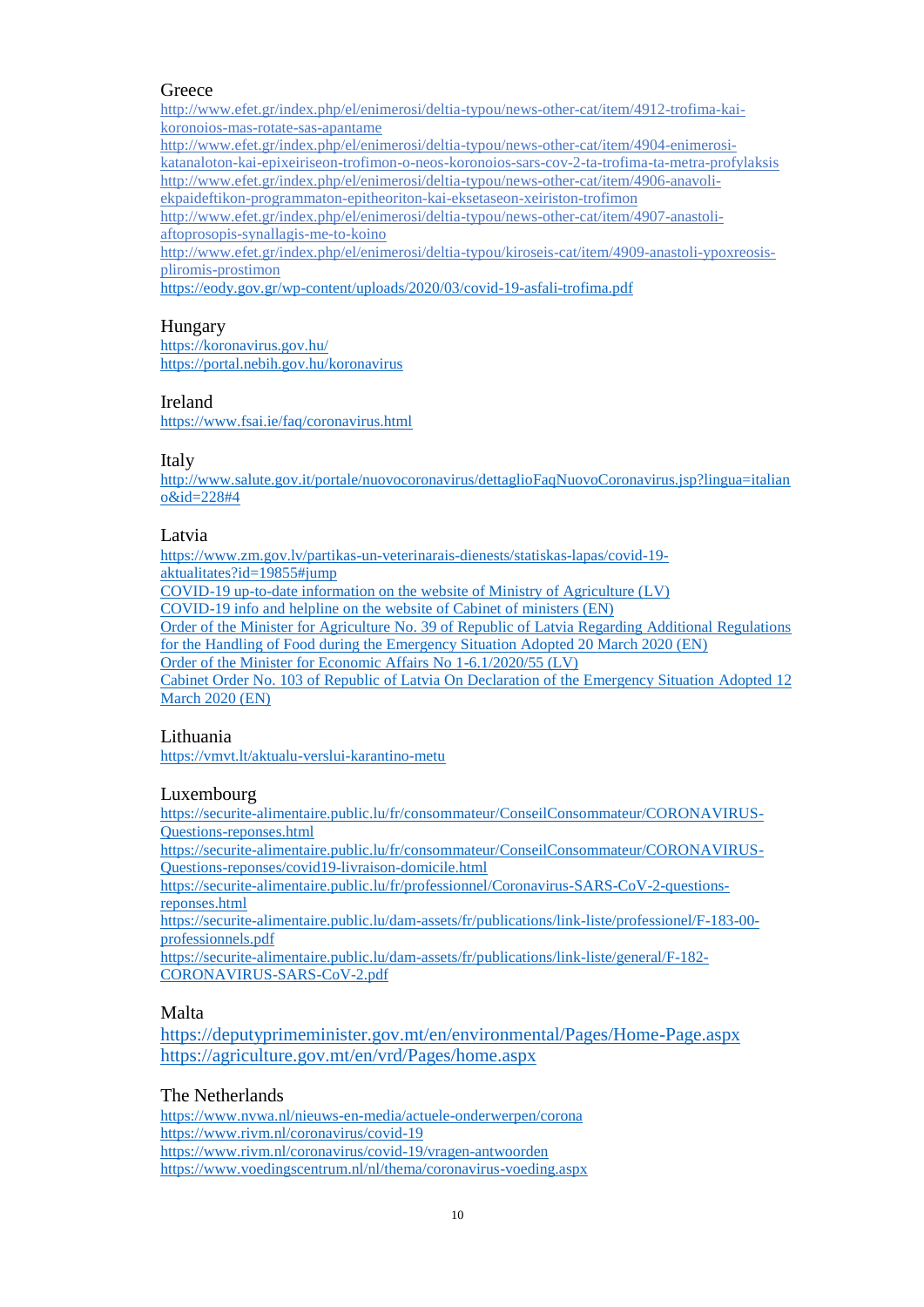Greece

http://www.efet.gr/index.php/el/enimerosi/deltia-typou/news-other-cat/item/4912-trofima-kai-koronoios-mas-rotate-sas-apantame
http://www.efet.gr/index.php/el/enimerosi/deltia-typou/news-other-cat/item/4904-enimerosi-katanaloton-kai-epixeiriseon-trofimon-o-neos-koronoios-sars-cov-2-ta-trofima-ta-metra-profylaksis
http://www.efet.gr/index.php/el/enimerosi/deltia-typou/news-other-cat/item/4906-anavoli-ekpaideftikon-programmaton-epitheoriton-kai-eksetaseon-xeiriston-trofimon
http://www.efet.gr/index.php/el/enimerosi/deltia-typou/news-other-cat/item/4907-anastoli-aftoprosopis-synallagis-me-to-koino
http://www.efet.gr/index.php/el/enimerosi/deltia-typou/kiroseis-cat/item/4909-anastoli-ypoxreosis-pliromis-prostimon
https://eody.gov.gr/wp-content/uploads/2020/03/covid-19-asfali-trofima.pdf

Hungary

https://koronavirus.gov.hu/
https://portal.nebih.gov.hu/koronavirus

Ireland

https://www.fsai.ie/faq/coronavirus.html

Italy

http://www.salute.gov.it/portale/nuovocoronavirus/dettaglioFaqNuovoCoronavirus.jsp?lingua=italiano&id=228#4

Latvia

https://www.zm.gov.lv/partikas-un-veterinarais-dienests/statiskas-lapas/covid-19-aktualitates?id=19855#jump
COVID-19 up-to-date information on the website of Ministry of Agriculture (LV)
COVID-19 info and helpline on the website of Cabinet of ministers (EN)
Order of the Minister for Agriculture No. 39 of Republic of Latvia Regarding Additional Regulations for the Handling of Food during the Emergency Situation Adopted 20 March 2020 (EN)
Order of the Minister for Economic Affairs No 1-6.1/2020/55 (LV)
Cabinet Order No. 103 of Republic of Latvia On Declaration of the Emergency Situation Adopted 12 March 2020 (EN)

Lithuania

https://vmvt.lt/aktualu-verslui-karantino-metu

Luxembourg

https://securite-alimentaire.public.lu/fr/consommateur/ConseilConsommateur/CORONAVIRUS-Questions-reponses.html
https://securite-alimentaire.public.lu/fr/consommateur/ConseilConsommateur/CORONAVIRUS-Questions-reponses/covid19-livraison-domicile.html
https://securite-alimentaire.public.lu/fr/professionnel/Coronavirus-SARS-CoV-2-questions-reponses.html
https://securite-alimentaire.public.lu/dam-assets/fr/publications/link-liste/professionnel/F-183-00-professionnels.pdf
https://securite-alimentaire.public.lu/dam-assets/fr/publications/link-liste/general/F-182-CORONAVIRUS-SARS-CoV-2.pdf

Malta

https://deputyprimeminister.gov.mt/en/environmental/Pages/Home-Page.aspx
https://agriculture.gov.mt/en/vrd/Pages/home.aspx

The Netherlands

https://www.nvwa.nl/nieuws-en-media/actuele-onderwerpen/corona
https://www.rivm.nl/coronavirus/covid-19
https://www.rivm.nl/coronavirus/covid-19/vragen-antwoorden
https://www.voedingscentrum.nl/nl/thema/coronavirus-voeding.aspx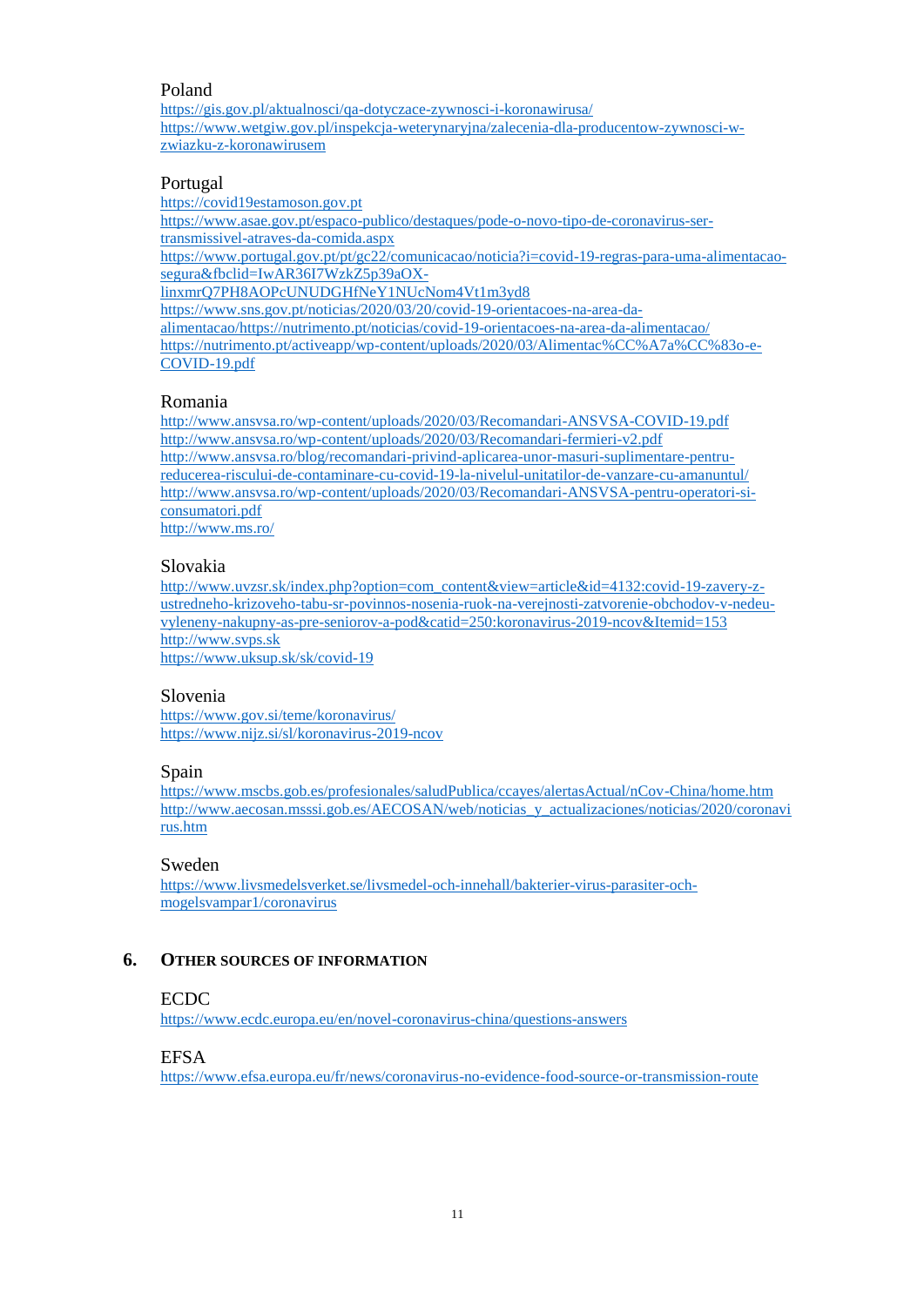Poland

https://gis.gov.pl/aktualnosci/qa-dotyczace-zywnosci-i-koronawirusa/
https://www.wetgiw.gov.pl/inspekcja-weterynaryjna/zalecenia-dla-producentow-zywnosci-w-zwiazku-z-koronawirusem

Portugal

https://covid19estamoson.gov.pt
https://www.asae.gov.pt/espaco-publico/destaques/pode-o-novo-tipo-de-coronavirus-ser-transmissivel-atraves-da-comida.aspx
https://www.portugal.gov.pt/pt/gc22/comunicacao/noticia?i=covid-19-regras-para-uma-alimentacao-segura&fbclid=IwAR36I7WzkZ5p39aOX-linxmrQ7PH8AOPcUNUDGHfNeY1NUcNom4Vt1m3yd8
https://www.sns.gov.pt/noticias/2020/03/20/covid-19-orientacoes-na-area-da-alimentacao/https://nutrimento.pt/noticias/covid-19-orientacoes-na-area-da-alimentacao/
https://nutrimento.pt/activeapp/wp-content/uploads/2020/03/Alimentac%CC%A7a%CC%83o-e-COVID-19.pdf

Romania

http://www.ansvsa.ro/wp-content/uploads/2020/03/Recomandari-ANSVSA-COVID-19.pdf
http://www.ansvsa.ro/wp-content/uploads/2020/03/Recomandari-fermieri-v2.pdf
http://www.ansvsa.ro/blog/recomandari-privind-aplicarea-unor-masuri-suplimentare-pentru-reducerea-riscului-de-contaminare-cu-covid-19-la-nivelul-unitatilor-de-vanzare-cu-amanuntul/
http://www.ansvsa.ro/wp-content/uploads/2020/03/Recomandari-ANSVSA-pentru-operatori-si-consumatori.pdf
http://www.ms.ro/

Slovakia

http://www.uvzsr.sk/index.php?option=com_content&view=article&id=4132:covid-19-zavery-z-ustredneho-krizoveho-tabu-sr-povinnos-nosenia-ruok-na-verejnosti-zatvorenie-obchodov-v-nedeu-vyleneny-nakupny-as-pre-seniorov-a-pod&catid=250:koronavirus-2019-ncov&Itemid=153
http://www.svps.sk
https://www.uksup.sk/sk/covid-19

Slovenia

https://www.gov.si/teme/koronavirus/
https://www.nijz.si/sl/koronavirus-2019-ncov

Spain

https://www.mscbs.gob.es/profesionales/saludPublica/ccayes/alertasActual/nCov-China/home.htm
http://www.aecosan.msssi.gob.es/AECOSAN/web/noticias_y_actualizaciones/noticias/2020/coronavirus.htm

Sweden

https://www.livsmedelsverket.se/livsmedel-och-innehall/bakterier-virus-parasiter-och-mogelsvampar1/coronavirus

## 6. Other sources of information

ECDC

https://www.ecdc.europa.eu/en/novel-coronavirus-china/questions-answers

EFSA

https://www.efsa.europa.eu/fr/news/coronavirus-no-evidence-food-source-or-transmission-route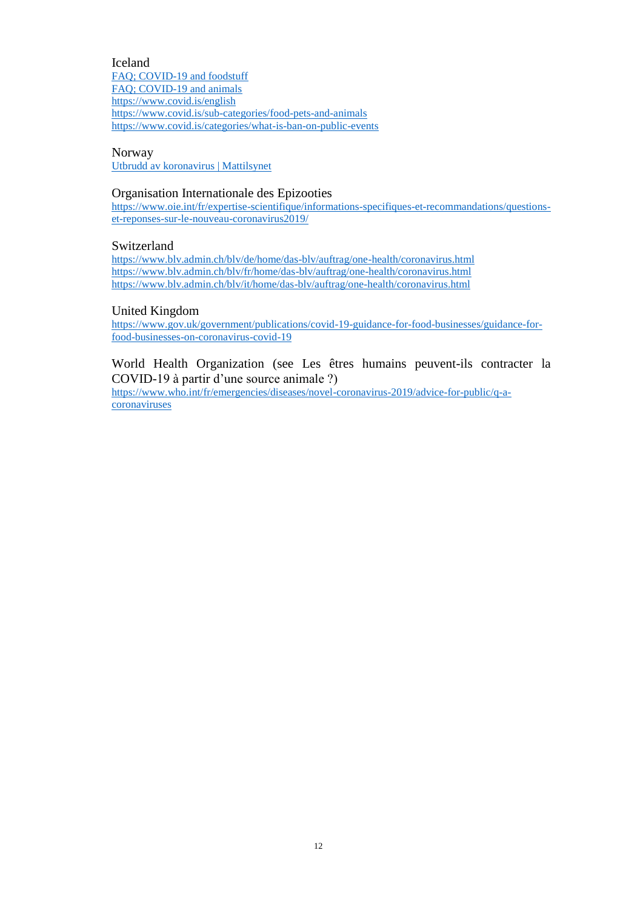Iceland

[FAQ; COVID-19 and foodstuff]

[FAQ; COVID-19 and animals]

https://www.covid.is/english

https://www.covid.is/sub-categories/food-pets-and-animals

https://www.covid.is/categories/what-is-ban-on-public-events

Norway

Utbrudd av koronavirus | Mattilsynet

Organisation Internationale des Epizooties

https://www.oie.int/fr/expertise-scientifique/informations-specifiques-et-recommandations/questions-et-reponses-sur-le-nouveau-coronavirus2019/

Switzerland

https://www.blv.admin.ch/blv/de/home/das-blv/auftrag/one-health/coronavirus.html

https://www.blv.admin.ch/blv/fr/home/das-blv/auftrag/one-health/coronavirus.html

https://www.blv.admin.ch/blv/it/home/das-blv/auftrag/one-health/coronavirus.html

United Kingdom

https://www.gov.uk/government/publications/covid-19-guidance-for-food-businesses/guidance-for-food-businesses-on-coronavirus-covid-19

World Health Organization (see Les êtres humains peuvent-ils contracter la COVID-19 à partir d'une source animale ?)

https://www.who.int/fr/emergencies/diseases/novel-coronavirus-2019/advice-for-public/q-a-coronaviruses